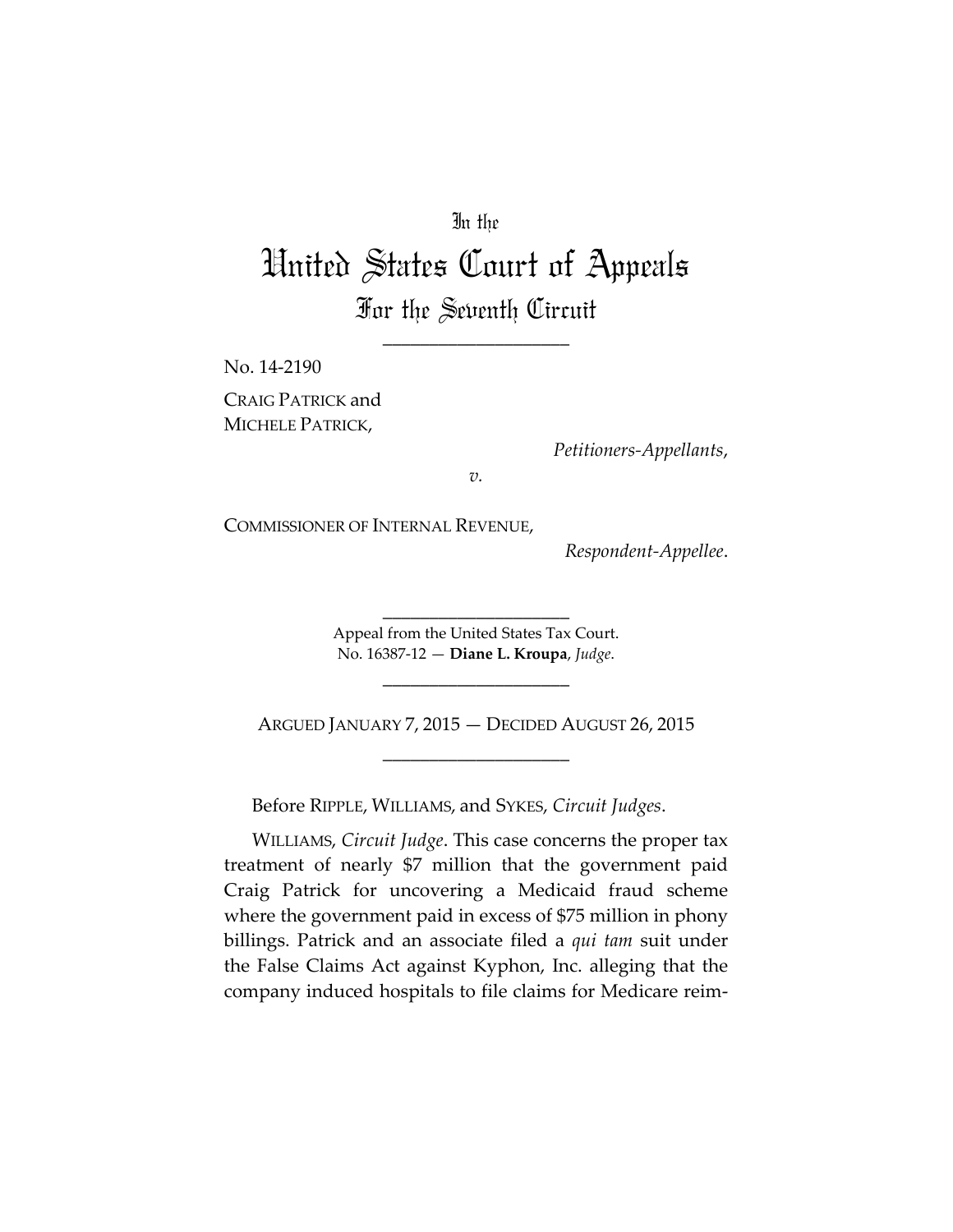In the

# United States Court of Appeals

## For the Seventh Circuit

\_\_\_\_\_\_\_\_\_\_\_\_\_\_\_\_\_\_\_\_

No. 14-2190

CRAIG PATRICK and MICHELE PATRICK,

*Petitioners-Appellants*,

*v.*

COMMISSIONER OF INTERNAL REVENUE,

*Respondent-Appellee*.

\_\_\_\_\_\_\_\_\_\_\_\_\_\_\_\_\_\_\_\_

Appeal from the United States Tax Court.
No. 16387-12 — **Diane L. Kroupa**, *Judge*.

\_\_\_\_\_\_\_\_\_\_\_\_\_\_\_\_\_\_\_\_

ARGUED JANUARY 7, 2015 — DECIDED AUGUST 26, 2015

\_\_\_\_\_\_\_\_\_\_\_\_\_\_\_\_\_\_\_\_

Before RIPPLE, WILLIAMS, and SYKES, *Circuit Judges*.

WILLIAMS, *Circuit Judge*. This case concerns the proper tax treatment of nearly $7 million that the government paid Craig Patrick for uncovering a Medicaid fraud scheme where the government paid in excess of $75 million in phony billings. Patrick and an associate filed a *qui tam* suit under the False Claims Act against Kyphon, Inc. alleging that the company induced hospitals to file claims for Medicare reim-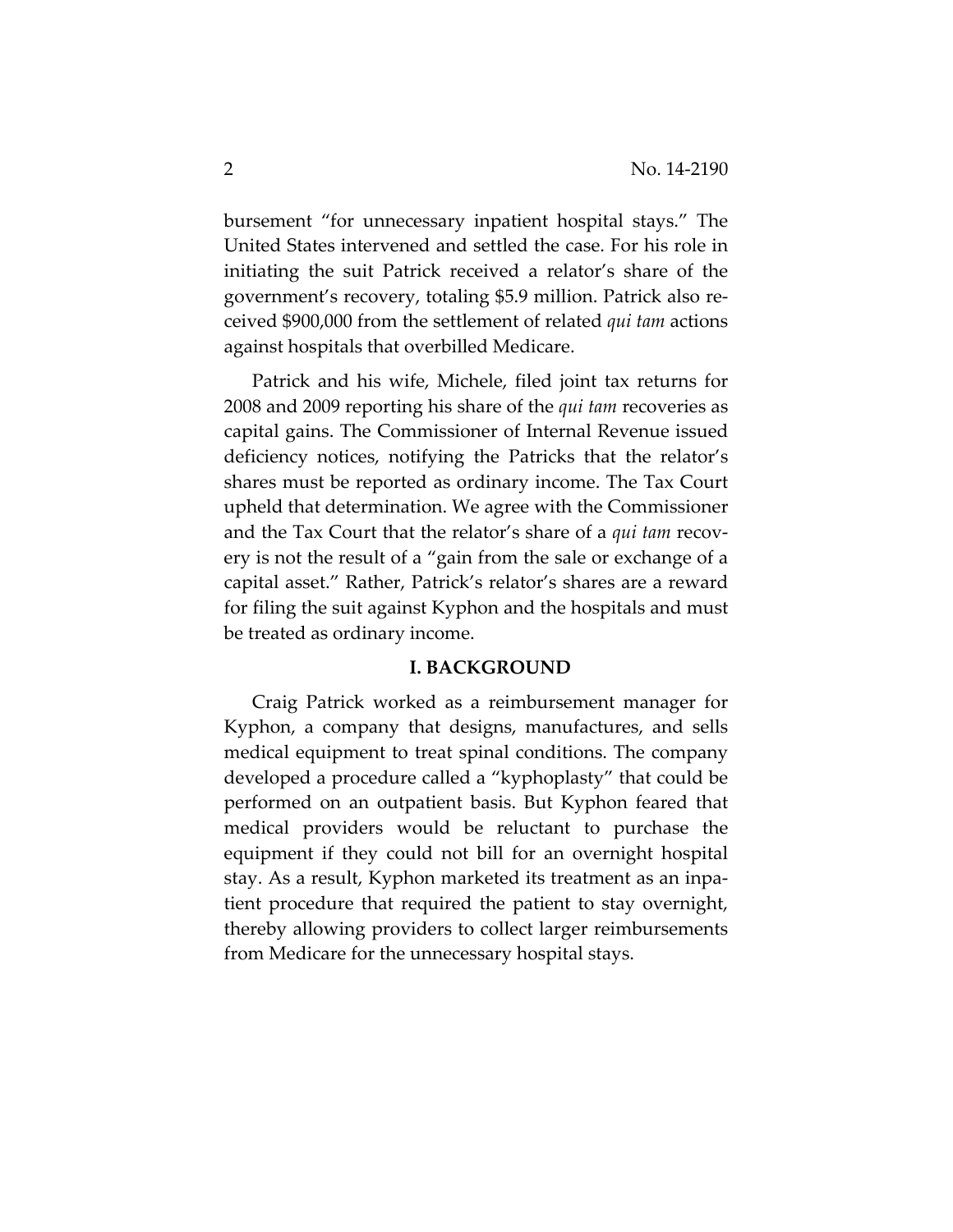bursement "for unnecessary inpatient hospital stays." The United States intervened and settled the case. For his role in initiating the suit Patrick received a relator's share of the government's recovery, totaling $5.9 million. Patrick also received $900,000 from the settlement of related *qui tam* actions against hospitals that overbilled Medicare.

Patrick and his wife, Michele, filed joint tax returns for 2008 and 2009 reporting his share of the *qui tam* recoveries as capital gains. The Commissioner of Internal Revenue issued deficiency notices, notifying the Patricks that the relator's shares must be reported as ordinary income. The Tax Court upheld that determination. We agree with the Commissioner and the Tax Court that the relator's share of a *qui tam* recovery is not the result of a "gain from the sale or exchange of a capital asset." Rather, Patrick's relator's shares are a reward for filing the suit against Kyphon and the hospitals and must be treated as ordinary income.

## I. BACKGROUND

Craig Patrick worked as a reimbursement manager for Kyphon, a company that designs, manufactures, and sells medical equipment to treat spinal conditions. The company developed a procedure called a "kyphoplasty" that could be performed on an outpatient basis. But Kyphon feared that medical providers would be reluctant to purchase the equipment if they could not bill for an overnight hospital stay. As a result, Kyphon marketed its treatment as an inpatient procedure that required the patient to stay overnight, thereby allowing providers to collect larger reimbursements from Medicare for the unnecessary hospital stays.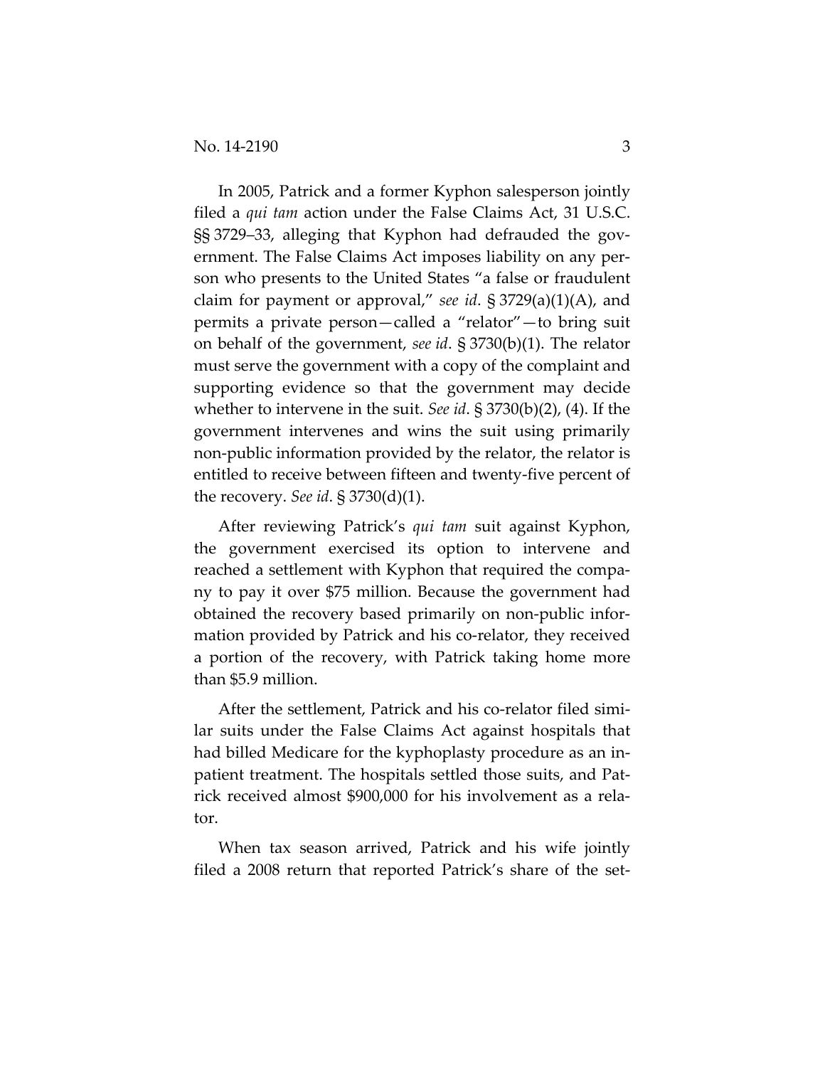In 2005, Patrick and a former Kyphon salesperson jointly filed a *qui tam* action under the False Claims Act, 31 U.S.C. §§ 3729–33, alleging that Kyphon had defrauded the government. The False Claims Act imposes liability on any person who presents to the United States "a false or fraudulent claim for payment or approval," *see id*. § 3729(a)(1)(A), and permits a private person—called a "relator"—to bring suit on behalf of the government, *see id*. § 3730(b)(1). The relator must serve the government with a copy of the complaint and supporting evidence so that the government may decide whether to intervene in the suit. *See id*. § 3730(b)(2), (4). If the government intervenes and wins the suit using primarily non-public information provided by the relator, the relator is entitled to receive between fifteen and twenty-five percent of the recovery. *See id*. § 3730(d)(1).

After reviewing Patrick's *qui tam* suit against Kyphon, the government exercised its option to intervene and reached a settlement with Kyphon that required the company to pay it over $75 million. Because the government had obtained the recovery based primarily on non-public information provided by Patrick and his co-relator, they received a portion of the recovery, with Patrick taking home more than $5.9 million.

After the settlement, Patrick and his co-relator filed similar suits under the False Claims Act against hospitals that had billed Medicare for the kyphoplasty procedure as an inpatient treatment. The hospitals settled those suits, and Patrick received almost $900,000 for his involvement as a relator.

When tax season arrived, Patrick and his wife jointly filed a 2008 return that reported Patrick's share of the set-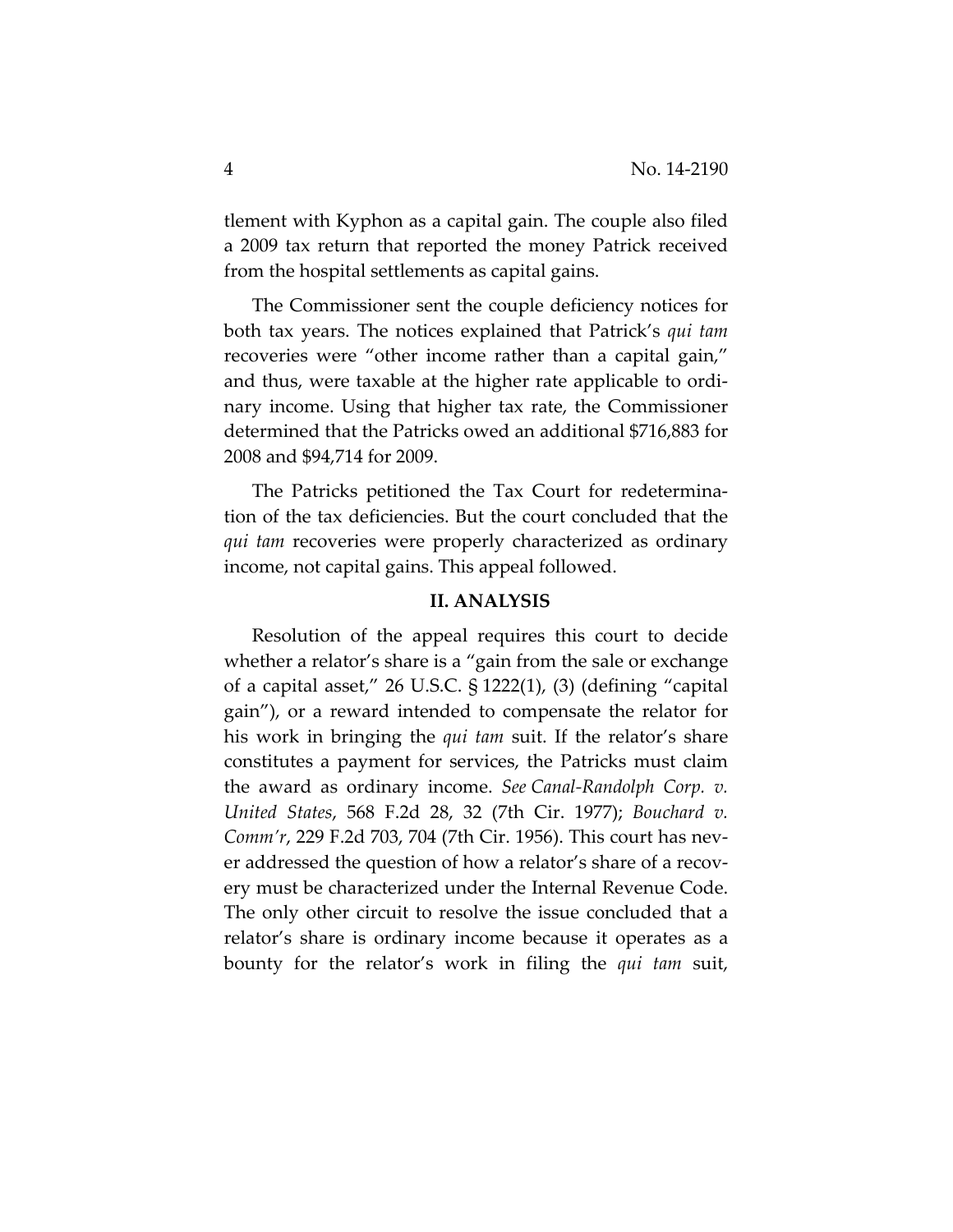tlement with Kyphon as a capital gain. The couple also filed a 2009 tax return that reported the money Patrick received from the hospital settlements as capital gains.

The Commissioner sent the couple deficiency notices for both tax years. The notices explained that Patrick's *qui tam* recoveries were "other income rather than a capital gain," and thus, were taxable at the higher rate applicable to ordinary income. Using that higher tax rate, the Commissioner determined that the Patricks owed an additional $716,883 for 2008 and $94,714 for 2009.

The Patricks petitioned the Tax Court for redetermination of the tax deficiencies. But the court concluded that the *qui tam* recoveries were properly characterized as ordinary income, not capital gains. This appeal followed.

## II. ANALYSIS

Resolution of the appeal requires this court to decide whether a relator's share is a "gain from the sale or exchange of a capital asset," 26 U.S.C. § 1222(1), (3) (defining "capital gain"), or a reward intended to compensate the relator for his work in bringing the *qui tam* suit. If the relator's share constitutes a payment for services, the Patricks must claim the award as ordinary income. *See Canal-Randolph Corp. v. United States*, 568 F.2d 28, 32 (7th Cir. 1977); *Bouchard v. Comm'r*, 229 F.2d 703, 704 (7th Cir. 1956). This court has never addressed the question of how a relator's share of a recovery must be characterized under the Internal Revenue Code. The only other circuit to resolve the issue concluded that a relator's share is ordinary income because it operates as a bounty for the relator's work in filing the *qui tam* suit,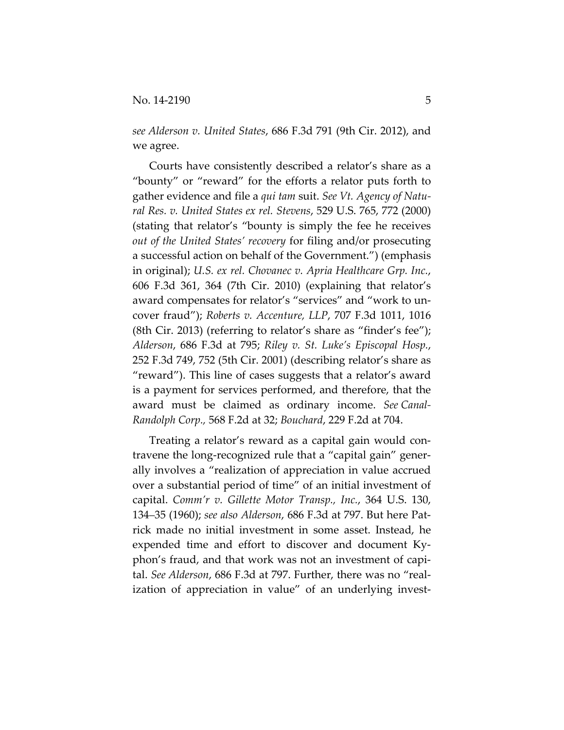*see Alderson v. United States*, 686 F.3d 791 (9th Cir. 2012), and we agree.

Courts have consistently described a relator's share as a "bounty" or "reward" for the efforts a relator puts forth to gather evidence and file a *qui tam* suit. *See Vt. Agency of Natural Res. v. United States ex rel. Stevens*, 529 U.S. 765, 772 (2000) (stating that relator's "bounty is simply the fee he receives *out of the United States' recovery* for filing and/or prosecuting a successful action on behalf of the Government.") (emphasis in original); *U.S. ex rel. Chovanec v. Apria Healthcare Grp. Inc.*, 606 F.3d 361, 364 (7th Cir. 2010) (explaining that relator's award compensates for relator's "services" and "work to uncover fraud"); *Roberts v. Accenture, LLP*, 707 F.3d 1011, 1016 (8th Cir. 2013) (referring to relator's share as "finder's fee"); *Alderson*, 686 F.3d at 795; *Riley v. St. Luke's Episcopal Hosp.*, 252 F.3d 749, 752 (5th Cir. 2001) (describing relator's share as "reward"). This line of cases suggests that a relator's award is a payment for services performed, and therefore, that the award must be claimed as ordinary income. *See Canal-Randolph Corp.*, 568 F.2d at 32; *Bouchard*, 229 F.2d at 704.

Treating a relator's reward as a capital gain would contravene the long-recognized rule that a "capital gain" generally involves a "realization of appreciation in value accrued over a substantial period of time" of an initial investment of capital. *Comm'r v. Gillette Motor Transp., Inc.*, 364 U.S. 130, 134–35 (1960); *see also Alderson*, 686 F.3d at 797. But here Patrick made no initial investment in some asset. Instead, he expended time and effort to discover and document Kyphon's fraud, and that work was not an investment of capital. *See Alderson*, 686 F.3d at 797. Further, there was no "realization of appreciation in value" of an underlying invest-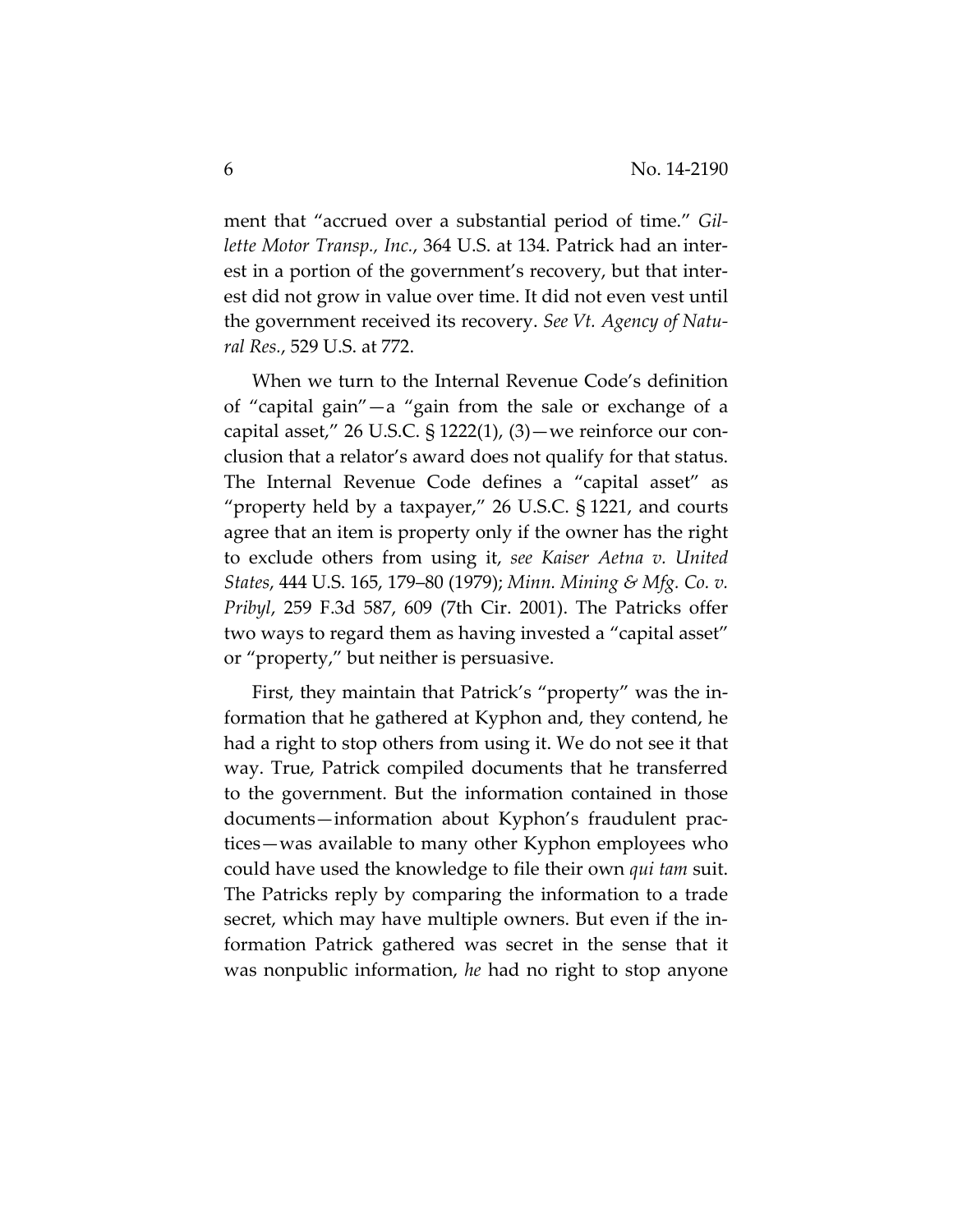ment that "accrued over a substantial period of time." *Gillette Motor Transp., Inc.*, 364 U.S. at 134. Patrick had an interest in a portion of the government's recovery, but that interest did not grow in value over time. It did not even vest until the government received its recovery. *See Vt. Agency of Natural Res.*, 529 U.S. at 772.

When we turn to the Internal Revenue Code's definition of "capital gain"—a "gain from the sale or exchange of a capital asset," 26 U.S.C. § 1222(1), (3)—we reinforce our conclusion that a relator's award does not qualify for that status. The Internal Revenue Code defines a "capital asset" as "property held by a taxpayer," 26 U.S.C. § 1221, and courts agree that an item is property only if the owner has the right to exclude others from using it, *see Kaiser Aetna v. United States*, 444 U.S. 165, 179–80 (1979); *Minn. Mining & Mfg. Co. v. Pribyl*, 259 F.3d 587, 609 (7th Cir. 2001). The Patricks offer two ways to regard them as having invested a "capital asset" or "property," but neither is persuasive.

First, they maintain that Patrick's "property" was the information that he gathered at Kyphon and, they contend, he had a right to stop others from using it. We do not see it that way. True, Patrick compiled documents that he transferred to the government. But the information contained in those documents—information about Kyphon's fraudulent practices—was available to many other Kyphon employees who could have used the knowledge to file their own *qui tam* suit. The Patricks reply by comparing the information to a trade secret, which may have multiple owners. But even if the information Patrick gathered was secret in the sense that it was nonpublic information, *he* had no right to stop anyone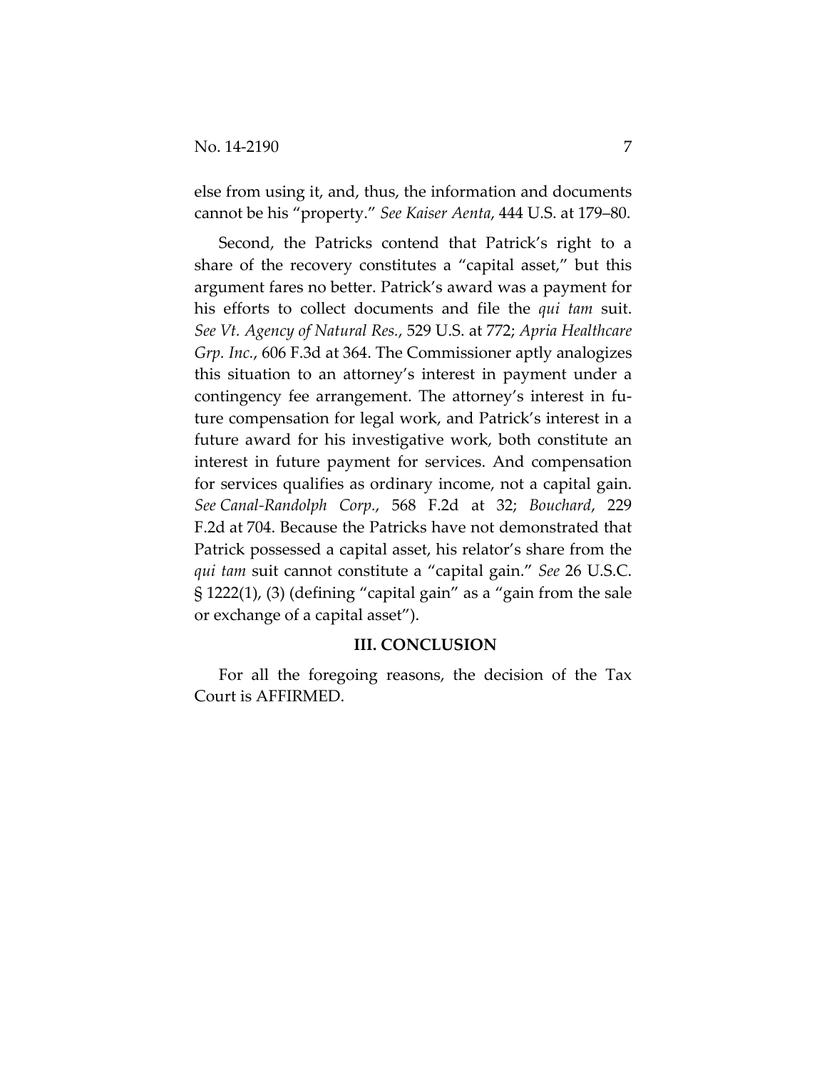else from using it, and, thus, the information and documents cannot be his "property." *See Kaiser Aenta*, 444 U.S. at 179–80.

Second, the Patricks contend that Patrick's right to a share of the recovery constitutes a "capital asset," but this argument fares no better. Patrick's award was a payment for his efforts to collect documents and file the *qui tam* suit. *See Vt. Agency of Natural Res.*, 529 U.S. at 772; *Apria Healthcare Grp. Inc.*, 606 F.3d at 364. The Commissioner aptly analogizes this situation to an attorney's interest in payment under a contingency fee arrangement. The attorney's interest in future compensation for legal work, and Patrick's interest in a future award for his investigative work, both constitute an interest in future payment for services. And compensation for services qualifies as ordinary income, not a capital gain. *See Canal-Randolph Corp.*, 568 F.2d at 32; *Bouchard*, 229 F.2d at 704. Because the Patricks have not demonstrated that Patrick possessed a capital asset, his relator's share from the *qui tam* suit cannot constitute a "capital gain." *See* 26 U.S.C. § 1222(1), (3) (defining "capital gain" as a "gain from the sale or exchange of a capital asset").

## III. CONCLUSION

For all the foregoing reasons, the decision of the Tax Court is AFFIRMED.